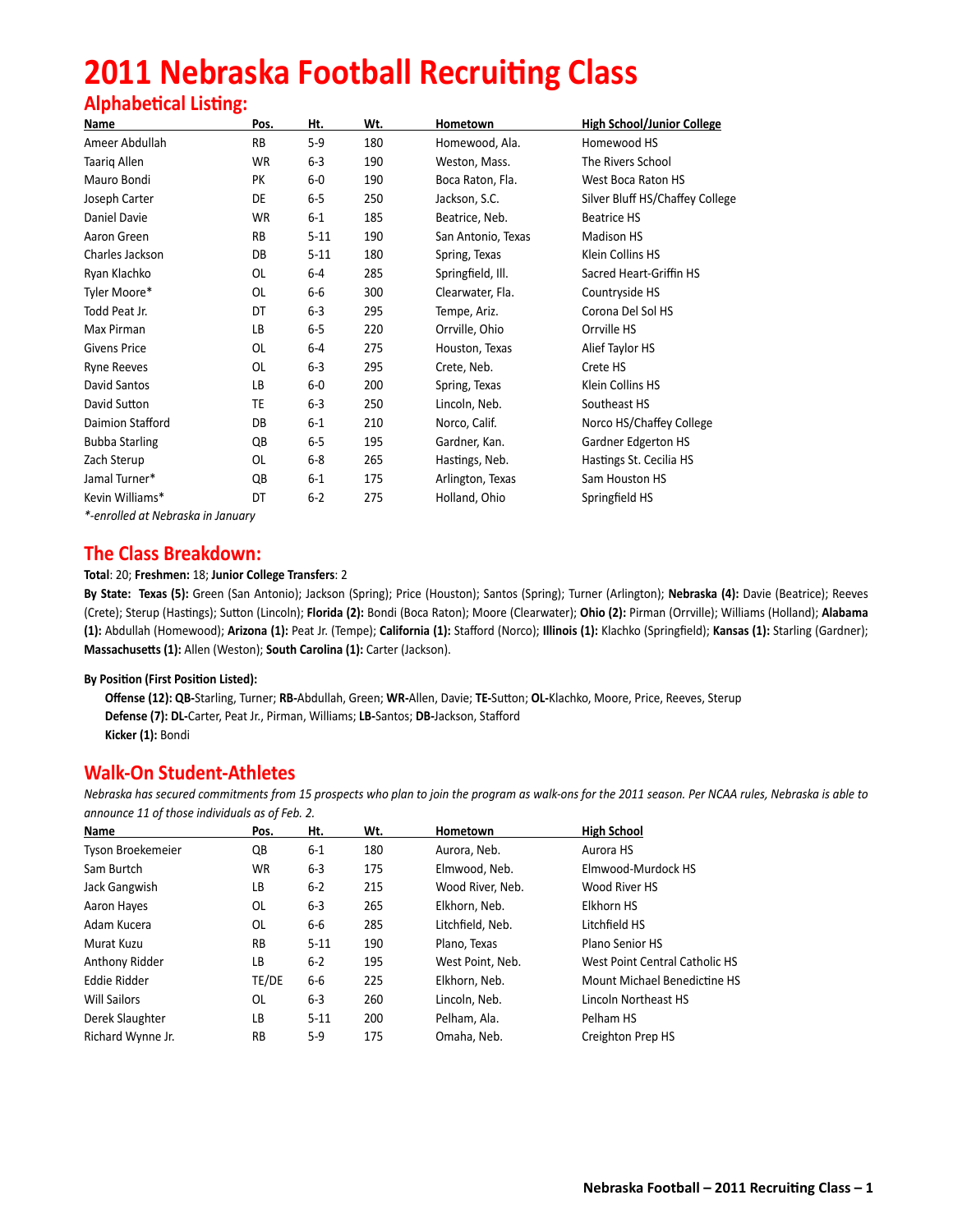# 2011 Nebraska Football Recruiting Class

## Alphabetical Listing:

| Name | Pos. | Ht. | Wt. | Hometown | High School/Junior College |
|---|---|---|---|---|---|
| Ameer Abdullah | RB | 5-9 | 180 | Homewood, Ala. | Homewood HS |
| Taariq Allen | WR | 6-3 | 190 | Weston, Mass. | The Rivers School |
| Mauro Bondi | PK | 6-0 | 190 | Boca Raton, Fla. | West Boca Raton HS |
| Joseph Carter | DE | 6-5 | 250 | Jackson, S.C. | Silver Bluff HS/Chaffey College |
| Daniel Davie | WR | 6-1 | 185 | Beatrice, Neb. | Beatrice HS |
| Aaron Green | RB | 5-11 | 190 | San Antonio, Texas | Madison HS |
| Charles Jackson | DB | 5-11 | 180 | Spring, Texas | Klein Collins HS |
| Ryan Klachko | OL | 6-4 | 285 | Springfield, Ill. | Sacred Heart-Griffin HS |
| Tyler Moore* | OL | 6-6 | 300 | Clearwater, Fla. | Countryside HS |
| Todd Peat Jr. | DT | 6-3 | 295 | Tempe, Ariz. | Corona Del Sol HS |
| Max Pirman | LB | 6-5 | 220 | Orrville, Ohio | Orrville HS |
| Givens Price | OL | 6-4 | 275 | Houston, Texas | Alief Taylor HS |
| Ryne Reeves | OL | 6-3 | 295 | Crete, Neb. | Crete HS |
| David Santos | LB | 6-0 | 200 | Spring, Texas | Klein Collins HS |
| David Sutton | TE | 6-3 | 250 | Lincoln, Neb. | Southeast HS |
| Daimion Stafford | DB | 6-1 | 210 | Norco, Calif. | Norco HS/Chaffey College |
| Bubba Starling | QB | 6-5 | 195 | Gardner, Kan. | Gardner Edgerton HS |
| Zach Sterup | OL | 6-8 | 265 | Hastings, Neb. | Hastings St. Cecilia HS |
| Jamal Turner* | QB | 6-1 | 175 | Arlington, Texas | Sam Houston HS |
| Kevin Williams* | DT | 6-2 | 275 | Holland, Ohio | Springfield HS |

*\*-enrolled at Nebraska in January*

## The Class Breakdown:

**Total**: 20; **Freshmen:** 18; **Junior College Transfers**: 2

**By State: Texas (5):** Green (San Antonio); Jackson (Spring); Price (Houston); Santos (Spring); Turner (Arlington); **Nebraska (4):** Davie (Beatrice); Reeves (Crete); Sterup (Hastings); Sutton (Lincoln); **Florida (2):** Bondi (Boca Raton); Moore (Clearwater); **Ohio (2):** Pirman (Orrville); Williams (Holland); **Alabama (1):** Abdullah (Homewood); **Arizona (1):** Peat Jr. (Tempe); **California (1):** Stafford (Norco); **Illinois (1):** Klachko (Springfield); **Kansas (1):** Starling (Gardner); **Massachusetts (1):** Allen (Weston); **South Carolina (1):** Carter (Jackson).

**By Position (First Position Listed):**

**Offense (12): QB-**Starling, Turner; **RB-**Abdullah, Green; **WR-**Allen, Davie; **TE-**Sutton; **OL-**Klachko, Moore, Price, Reeves, Sterup
**Defense (7): DL-**Carter, Peat Jr., Pirman, Williams; **LB-**Santos; **DB-**Jackson, Stafford
**Kicker (1):** Bondi

## Walk-On Student-Athletes

*Nebraska has secured commitments from 15 prospects who plan to join the program as walk-ons for the 2011 season. Per NCAA rules, Nebraska is able to announce 11 of those individuals as of Feb. 2.*

| Name | Pos. | Ht. | Wt. | Hometown | High School |
|---|---|---|---|---|---|
| Tyson Broekemeier | QB | 6-1 | 180 | Aurora, Neb. | Aurora HS |
| Sam Burtch | WR | 6-3 | 175 | Elmwood, Neb. | Elmwood-Murdock HS |
| Jack Gangwish | LB | 6-2 | 215 | Wood River, Neb. | Wood River HS |
| Aaron Hayes | OL | 6-3 | 265 | Elkhorn, Neb. | Elkhorn HS |
| Adam Kucera | OL | 6-6 | 285 | Litchfield, Neb. | Litchfield HS |
| Murat Kuzu | RB | 5-11 | 190 | Plano, Texas | Plano Senior HS |
| Anthony Ridder | LB | 6-2 | 195 | West Point, Neb. | West Point Central Catholic HS |
| Eddie Ridder | TE/DE | 6-6 | 225 | Elkhorn, Neb. | Mount Michael Benedictine HS |
| Will Sailors | OL | 6-3 | 260 | Lincoln, Neb. | Lincoln Northeast HS |
| Derek Slaughter | LB | 5-11 | 200 | Pelham, Ala. | Pelham HS |
| Richard Wynne Jr. | RB | 5-9 | 175 | Omaha, Neb. | Creighton Prep HS |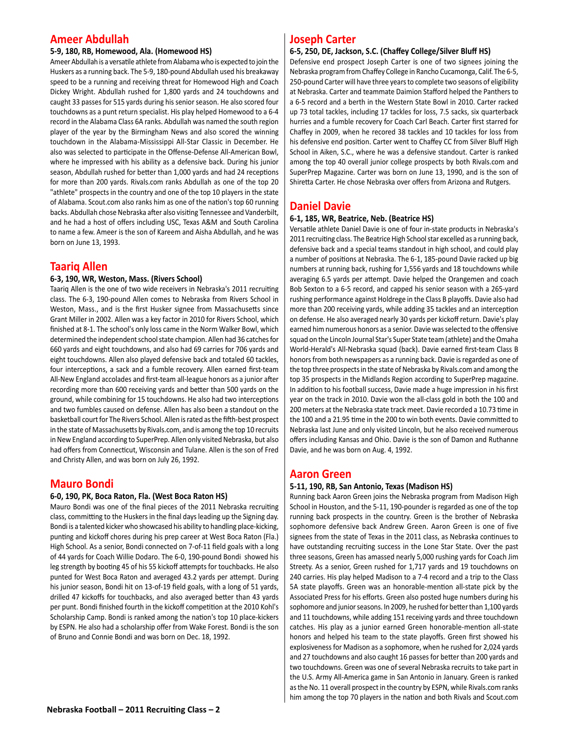## Ameer Abdullah

**5-9, 180, RB, Homewood, Ala. (Homewood HS)**

Ameer Abdullah is a versatile athlete from Alabama who is expected to join the Huskers as a running back. The 5-9, 180-pound Abdullah used his breakaway speed to be a running and receiving threat for Homewood High and Coach Dickey Wright. Abdullah rushed for 1,800 yards and 24 touchdowns and caught 33 passes for 515 yards during his senior season. He also scored four touchdowns as a punt return specialist. His play helped Homewood to a 6-4 record in the Alabama Class 6A ranks. Abdullah was named the south region player of the year by the Birmingham News and also scored the winning touchdown in the Alabama-Mississippi All-Star Classic in December. He also was selected to participate in the Offense-Defense All-American Bowl, where he impressed with his ability as a defensive back. During his junior season, Abdullah rushed for better than 1,000 yards and had 24 receptions for more than 200 yards. Rivals.com ranks Abdullah as one of the top 20 "athlete" prospects in the country and one of the top 10 players in the state of Alabama. Scout.com also ranks him as one of the nation's top 60 running backs. Abdullah chose Nebraska after also visiting Tennessee and Vanderbilt, and he had a host of offers including USC, Texas A&M and South Carolina to name a few. Ameer is the son of Kareem and Aisha Abdullah, and he was born on June 13, 1993.

## Taariq Allen

**6-3, 190, WR, Weston, Mass. (Rivers School)**

Taariq Allen is the one of two wide receivers in Nebraska's 2011 recruiting class. The 6-3, 190-pound Allen comes to Nebraska from Rivers School in Weston, Mass., and is the first Husker signee from Massachusetts since Grant Miller in 2002. Allen was a key factor in 2010 for Rivers School, which finished at 8-1. The school's only loss came in the Norm Walker Bowl, which determined the independent school state champion. Allen had 36 catches for 660 yards and eight touchdowns, and also had 69 carries for 706 yards and eight touchdowns. Allen also played defensive back and totaled 60 tackles, four interceptions, a sack and a fumble recovery. Allen earned first-team All-New England accolades and first-team all-league honors as a junior after recording more than 600 receiving yards and better than 500 yards on the ground, while combining for 15 touchdowns. He also had two interceptions and two fumbles caused on defense. Allen has also been a standout on the basketball court for The Rivers School. Allen is rated as the fifth-best prospect in the state of Massachusetts by Rivals.com, and is among the top 10 recruits in New England according to SuperPrep. Allen only visited Nebraska, but also had offers from Connecticut, Wisconsin and Tulane. Allen is the son of Fred and Christy Allen, and was born on July 26, 1992.

## Mauro Bondi

**6-0, 190, PK, Boca Raton, Fla. (West Boca Raton HS)**

Mauro Bondi was one of the final pieces of the 2011 Nebraska recruiting class, committing to the Huskers in the final days leading up the Signing day. Bondi is a talented kicker who showcased his ability to handling place-kicking, punting and kickoff chores during his prep career at West Boca Raton (Fla.) High School. As a senior, Bondi connected on 7-of-11 field goals with a long of 44 yards for Coach Willie Dodaro. The 6-0, 190-pound Bondi showed his leg strength by booting 45 of his 55 kickoff attempts for touchbacks. He also punted for West Boca Raton and averaged 43.2 yards per attempt. During his junior season, Bondi hit on 13-of-19 field goals, with a long of 51 yards, drilled 47 kickoffs for touchbacks, and also averaged better than 43 yards per punt. Bondi finished fourth in the kickoff competition at the 2010 Kohl's Scholarship Camp. Bondi is ranked among the nation's top 10 place-kickers by ESPN. He also had a scholarship offer from Wake Forest. Bondi is the son of Bruno and Connie Bondi and was born on Dec. 18, 1992.

## Joseph Carter

**6-5, 250, DE, Jackson, S.C. (Chaffey College/Silver Bluff HS)**

Defensive end prospect Joseph Carter is one of two signees joining the Nebraska program from Chaffey College in Rancho Cucamonga, Calif. The 6-5, 250-pound Carter will have three years to complete two seasons of eligibility at Nebraska. Carter and teammate Daimion Stafford helped the Panthers to a 6-5 record and a berth in the Western State Bowl in 2010. Carter racked up 73 total tackles, including 17 tackles for loss, 7.5 sacks, six quarterback hurries and a fumble recovery for Coach Carl Beach. Carter first starred for Chaffey in 2009, when he recored 38 tackles and 10 tackles for loss from his defensive end position. Carter went to Chaffey CC from Silver Bluff High School in Aiken, S.C., where he was a defensive standout. Carter is ranked among the top 40 overall junior college prospects by both Rivals.com and SuperPrep Magazine. Carter was born on June 13, 1990, and is the son of Shiretta Carter. He chose Nebraska over offers from Arizona and Rutgers.

## Daniel Davie

**6-1, 185, WR, Beatrice, Neb. (Beatrice HS)**

Versatile athlete Daniel Davie is one of four in-state products in Nebraska's 2011 recruiting class. The Beatrice High School star excelled as a running back, defensive back and a special teams standout in high school, and could play a number of positions at Nebraska. The 6-1, 185-pound Davie racked up big numbers at running back, rushing for 1,556 yards and 18 touchdowns while averaging 6.5 yards per attempt. Davie helped the Orangemen and coach Bob Sexton to a 6-5 record, and capped his senior season with a 265-yard rushing performance against Holdrege in the Class B playoffs. Davie also had more than 200 receiving yards, while adding 35 tackles and an interception on defense. He also averaged nearly 30 yards per kickoff return. Davie's play earned him numerous honors as a senior. Davie was selected to the offensive squad on the Lincoln Journal Star's Super State team (athlete) and the Omaha World-Herald's All-Nebraska squad (back). Davie earned first-team Class B honors from both newspapers as a running back. Davie is regarded as one of the top three prospects in the state of Nebraska by Rivals.com and among the top 35 prospects in the Midlands Region according to SuperPrep magazine. In addition to his football success, Davie made a huge impression in his first year on the track in 2010. Davie won the all-class gold in both the 100 and 200 meters at the Nebraska state track meet. Davie recorded a 10.73 time in the 100 and a 21.95 time in the 200 to win both events. Davie committed to Nebraska last June and only visited Lincoln, but he also received numerous offers including Kansas and Ohio. Davie is the son of Damon and Ruthanne Davie, and he was born on Aug. 4, 1992.

## Aaron Green

**5-11, 190, RB, San Antonio, Texas (Madison HS)**

Running back Aaron Green joins the Nebraska program from Madison High School in Houston, and the 5-11, 190-pounder is regarded as one of the top running back prospects in the country. Green is the brother of Nebraska sophomore defensive back Andrew Green. Aaron Green is one of five signees from the state of Texas in the 2011 class, as Nebraska continues to have outstanding recruiting success in the Lone Star State. Over the past three seasons, Green has amassed nearly 5,000 rushing yards for Coach Jim Streety. As a senior, Green rushed for 1,717 yards and 19 touchdowns on 240 carries. His play helped Madison to a 7-4 record and a trip to the Class 5A state playoffs. Green was an honorable-mention all-state pick by the Associated Press for his efforts. Green also posted huge numbers during his sophomore and junior seasons. In 2009, he rushed for better than 1,100 yards and 11 touchdowns, while adding 151 receiving yards and three touchdown catches. His play as a junior earned Green honorable-mention all-state honors and helped his team to the state playoffs. Green first showed his explosiveness for Madison as a sophomore, when he rushed for 2,024 yards and 27 touchdowns and also caught 16 passes for better than 200 yards and two touchdowns. Green was one of several Nebraska recruits to take part in the U.S. Army All-America game in San Antonio in January. Green is ranked as the No. 11 overall prospect in the country by ESPN, while Rivals.com ranks him among the top 70 players in the nation and both Rivals and Scout.com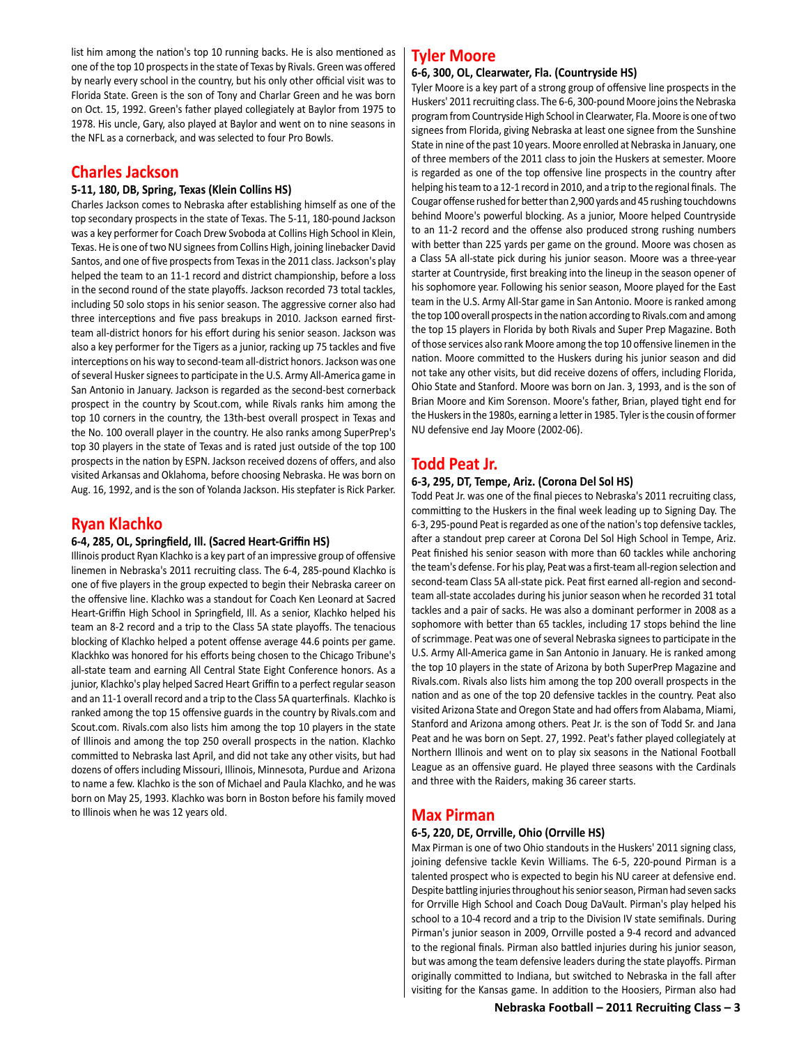list him among the nation's top 10 running backs. He is also mentioned as one of the top 10 prospects in the state of Texas by Rivals. Green was offered by nearly every school in the country, but his only other official visit was to Florida State. Green is the son of Tony and Charlar Green and he was born on Oct. 15, 1992. Green's father played collegiately at Baylor from 1975 to 1978. His uncle, Gary, also played at Baylor and went on to nine seasons in the NFL as a cornerback, and was selected to four Pro Bowls.

## Charles Jackson

**5-11, 180, DB, Spring, Texas (Klein Collins HS)**

Charles Jackson comes to Nebraska after establishing himself as one of the top secondary prospects in the state of Texas. The 5-11, 180-pound Jackson was a key performer for Coach Drew Svoboda at Collins High School in Klein, Texas. He is one of two NU signees from Collins High, joining linebacker David Santos, and one of five prospects from Texas in the 2011 class. Jackson's play helped the team to an 11-1 record and district championship, before a loss in the second round of the state playoffs. Jackson recorded 73 total tackles, including 50 solo stops in his senior season. The aggressive corner also had three interceptions and five pass breakups in 2010. Jackson earned first-team all-district honors for his effort during his senior season. Jackson was also a key performer for the Tigers as a junior, racking up 75 tackles and five interceptions on his way to second-team all-district honors. Jackson was one of several Husker signees to participate in the U.S. Army All-America game in San Antonio in January. Jackson is regarded as the second-best cornerback prospect in the country by Scout.com, while Rivals ranks him among the top 10 corners in the country, the 13th-best overall prospect in Texas and the No. 100 overall player in the country. He also ranks among SuperPrep's top 30 players in the state of Texas and is rated just outside of the top 100 prospects in the nation by ESPN. Jackson received dozens of offers, and also visited Arkansas and Oklahoma, before choosing Nebraska. He was born on Aug. 16, 1992, and is the son of Yolanda Jackson. His stepfater is Rick Parker.

## Ryan Klachko

**6-4, 285, OL, Springfield, Ill. (Sacred Heart-Griffin HS)**

Illinois product Ryan Klachko is a key part of an impressive group of offensive linemen in Nebraska's 2011 recruiting class. The 6-4, 285-pound Klachko is one of five players in the group expected to begin their Nebraska career on the offensive line. Klachko was a standout for Coach Ken Leonard at Sacred Heart-Griffin High School in Springfield, Ill. As a senior, Klachko helped his team an 8-2 record and a trip to the Class 5A state playoffs. The tenacious blocking of Klachko helped a potent offense average 44.6 points per game. Klackhko was honored for his efforts being chosen to the Chicago Tribune's all-state team and earning All Central State Eight Conference honors. As a junior, Klachko's play helped Sacred Heart Griffin to a perfect regular season and an 11-1 overall record and a trip to the Class 5A quarterfinals. Klachko is ranked among the top 15 offensive guards in the country by Rivals.com and Scout.com. Rivals.com also lists him among the top 10 players in the state of Illinois and among the top 250 overall prospects in the nation. Klachko committed to Nebraska last April, and did not take any other visits, but had dozens of offers including Missouri, Illinois, Minnesota, Purdue and Arizona to name a few. Klachko is the son of Michael and Paula Klachko, and he was born on May 25, 1993. Klachko was born in Boston before his family moved to Illinois when he was 12 years old.

## Tyler Moore

**6-6, 300, OL, Clearwater, Fla. (Countryside HS)**

Tyler Moore is a key part of a strong group of offensive line prospects in the Huskers' 2011 recruiting class. The 6-6, 300-pound Moore joins the Nebraska program from Countryside High School in Clearwater, Fla. Moore is one of two signees from Florida, giving Nebraska at least one signee from the Sunshine State in nine of the past 10 years. Moore enrolled at Nebraska in January, one of three members of the 2011 class to join the Huskers at semester. Moore is regarded as one of the top offensive line prospects in the country after helping his team to a 12-1 record in 2010, and a trip to the regional finals. The Cougar offense rushed for better than 2,900 yards and 45 rushing touchdowns behind Moore's powerful blocking. As a junior, Moore helped Countryside to an 11-2 record and the offense also produced strong rushing numbers with better than 225 yards per game on the ground. Moore was chosen as a Class 5A all-state pick during his junior season. Moore was a three-year starter at Countryside, first breaking into the lineup in the season opener of his sophomore year. Following his senior season, Moore played for the East team in the U.S. Army All-Star game in San Antonio. Moore is ranked among the top 100 overall prospects in the nation according to Rivals.com and among the top 15 players in Florida by both Rivals and Super Prep Magazine. Both of those services also rank Moore among the top 10 offensive linemen in the nation. Moore committed to the Huskers during his junior season and did not take any other visits, but did receive dozens of offers, including Florida, Ohio State and Stanford. Moore was born on Jan. 3, 1993, and is the son of Brian Moore and Kim Sorenson. Moore's father, Brian, played tight end for the Huskers in the 1980s, earning a letter in 1985. Tyler is the cousin of former NU defensive end Jay Moore (2002-06).

## Todd Peat Jr.

**6-3, 295, DT, Tempe, Ariz. (Corona Del Sol HS)**

Todd Peat Jr. was one of the final pieces to Nebraska's 2011 recruiting class, committing to the Huskers in the final week leading up to Signing Day. The 6-3, 295-pound Peat is regarded as one of the nation's top defensive tackles, after a standout prep career at Corona Del Sol High School in Tempe, Ariz. Peat finished his senior season with more than 60 tackles while anchoring the team's defense. For his play, Peat was a first-team all-region selection and second-team Class 5A all-state pick. Peat first earned all-region and second-team all-state accolades during his junior season when he recorded 31 total tackles and a pair of sacks. He was also a dominant performer in 2008 as a sophomore with better than 65 tackles, including 17 stops behind the line of scrimmage. Peat was one of several Nebraska signees to participate in the U.S. Army All-America game in San Antonio in January. He is ranked among the top 10 players in the state of Arizona by both SuperPrep Magazine and Rivals.com. Rivals also lists him among the top 200 overall prospects in the nation and as one of the top 20 defensive tackles in the country. Peat also visited Arizona State and Oregon State and had offers from Alabama, Miami, Stanford and Arizona among others. Peat Jr. is the son of Todd Sr. and Jana Peat and he was born on Sept. 27, 1992. Peat's father played collegiately at Northern Illinois and went on to play six seasons in the National Football League as an offensive guard. He played three seasons with the Cardinals and three with the Raiders, making 36 career starts.

## Max Pirman

**6-5, 220, DE, Orrville, Ohio (Orrville HS)**

Max Pirman is one of two Ohio standouts in the Huskers' 2011 signing class, joining defensive tackle Kevin Williams. The 6-5, 220-pound Pirman is a talented prospect who is expected to begin his NU career at defensive end. Despite battling injuries throughout his senior season, Pirman had seven sacks for Orrville High School and Coach Doug DaVault. Pirman's play helped his school to a 10-4 record and a trip to the Division IV state semifinals. During Pirman's junior season in 2009, Orrville posted a 9-4 record and advanced to the regional finals. Pirman also battled injuries during his junior season, but was among the team defensive leaders during the state playoffs. Pirman originally committed to Indiana, but switched to Nebraska in the fall after visiting for the Kansas game. In addition to the Hoosiers, Pirman also had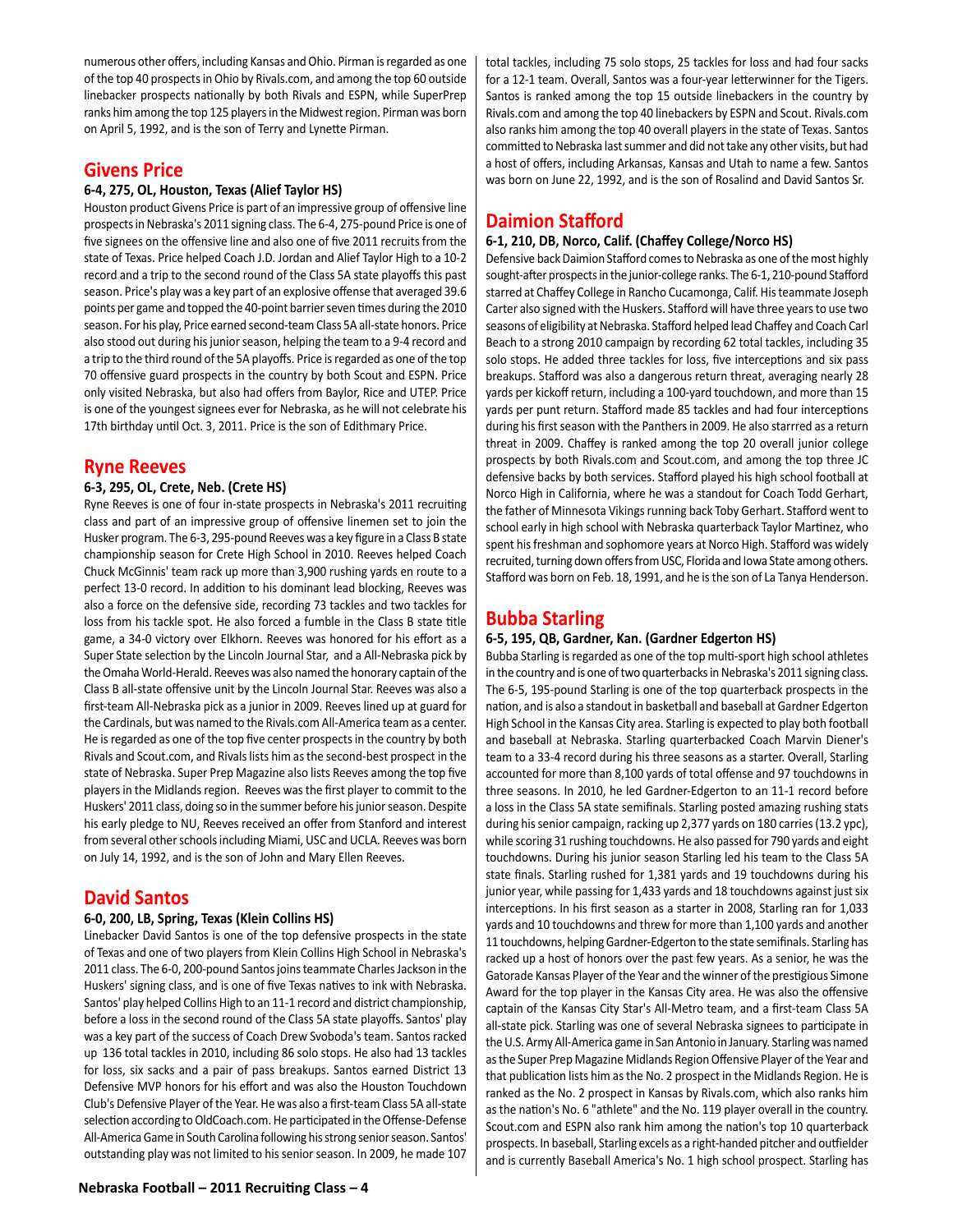numerous other offers, including Kansas and Ohio. Pirman is regarded as one of the top 40 prospects in Ohio by Rivals.com, and among the top 60 outside linebacker prospects nationally by both Rivals and ESPN, while SuperPrep ranks him among the top 125 players in the Midwest region. Pirman was born on April 5, 1992, and is the son of Terry and Lynette Pirman.

## Givens Price

#### 6-4, 275, OL, Houston, Texas (Alief Taylor HS)

Houston product Givens Price is part of an impressive group of offensive line prospects in Nebraska's 2011 signing class. The 6-4, 275-pound Price is one of five signees on the offensive line and also one of five 2011 recruits from the state of Texas. Price helped Coach J.D. Jordan and Alief Taylor High to a 10-2 record and a trip to the second round of the Class 5A state playoffs this past season. Price's play was a key part of an explosive offense that averaged 39.6 points per game and topped the 40-point barrier seven times during the 2010 season. For his play, Price earned second-team Class 5A all-state honors. Price also stood out during his junior season, helping the team to a 9-4 record and a trip to the third round of the 5A playoffs. Price is regarded as one of the top 70 offensive guard prospects in the country by both Scout and ESPN. Price only visited Nebraska, but also had offers from Baylor, Rice and UTEP. Price is one of the youngest signees ever for Nebraska, as he will not celebrate his 17th birthday until Oct. 3, 2011. Price is the son of Edithmary Price.

## Ryne Reeves

#### 6-3, 295, OL, Crete, Neb. (Crete HS)

Ryne Reeves is one of four in-state prospects in Nebraska's 2011 recruiting class and part of an impressive group of offensive linemen set to join the Husker program. The 6-3, 295-pound Reeves was a key figure in a Class B state championship season for Crete High School in 2010. Reeves helped Coach Chuck McGinnis' team rack up more than 3,900 rushing yards en route to a perfect 13-0 record. In addition to his dominant lead blocking, Reeves was also a force on the defensive side, recording 73 tackles and two tackles for loss from his tackle spot. He also forced a fumble in the Class B state title game, a 34-0 victory over Elkhorn. Reeves was honored for his effort as a Super State selection by the Lincoln Journal Star, and a All-Nebraska pick by the Omaha World-Herald. Reeves was also named the honorary captain of the Class B all-state offensive unit by the Lincoln Journal Star. Reeves was also a first-team All-Nebraska pick as a junior in 2009. Reeves lined up at guard for the Cardinals, but was named to the Rivals.com All-America team as a center. He is regarded as one of the top five center prospects in the country by both Rivals and Scout.com, and Rivals lists him as the second-best prospect in the state of Nebraska. Super Prep Magazine also lists Reeves among the top five players in the Midlands region. Reeves was the first player to commit to the Huskers' 2011 class, doing so in the summer before his junior season. Despite his early pledge to NU, Reeves received an offer from Stanford and interest from several other schools including Miami, USC and UCLA. Reeves was born on July 14, 1992, and is the son of John and Mary Ellen Reeves.

## David Santos

#### 6-0, 200, LB, Spring, Texas (Klein Collins HS)

Linebacker David Santos is one of the top defensive prospects in the state of Texas and one of two players from Klein Collins High School in Nebraska's 2011 class. The 6-0, 200-pound Santos joins teammate Charles Jackson in the Huskers' signing class, and is one of five Texas natives to ink with Nebraska. Santos' play helped Collins High to an 11-1 record and district championship, before a loss in the second round of the Class 5A state playoffs. Santos' play was a key part of the success of Coach Drew Svoboda's team. Santos racked up 136 total tackles in 2010, including 86 solo stops. He also had 13 tackles for loss, six sacks and a pair of pass breakups. Santos earned District 13 Defensive MVP honors for his effort and was also the Houston Touchdown Club's Defensive Player of the Year. He was also a first-team Class 5A all-state selection according to OldCoach.com. He participated in the Offense-Defense All-America Game in South Carolina following his strong senior season. Santos' outstanding play was not limited to his senior season. In 2009, he made 107 total tackles, including 75 solo stops, 25 tackles for loss and had four sacks for a 12-1 team. Overall, Santos was a four-year letterwinner for the Tigers. Santos is ranked among the top 15 outside linebackers in the country by Rivals.com and among the top 40 linebackers by ESPN and Scout. Rivals.com also ranks him among the top 40 overall players in the state of Texas. Santos committed to Nebraska last summer and did not take any other visits, but had a host of offers, including Arkansas, Kansas and Utah to name a few. Santos was born on June 22, 1992, and is the son of Rosalind and David Santos Sr.

## Daimion Stafford

#### 6-1, 210, DB, Norco, Calif. (Chaffey College/Norco HS)

Defensive back Daimion Stafford comes to Nebraska as one of the most highly sought-after prospects in the junior-college ranks. The 6-1, 210-pound Stafford starred at Chaffey College in Rancho Cucamonga, Calif. His teammate Joseph Carter also signed with the Huskers. Stafford will have three years to use two seasons of eligibility at Nebraska. Stafford helped lead Chaffey and Coach Carl Beach to a strong 2010 campaign by recording 62 total tackles, including 35 solo stops. He added three tackles for loss, five interceptions and six pass breakups. Stafford was also a dangerous return threat, averaging nearly 28 yards per kickoff return, including a 100-yard touchdown, and more than 15 yards per punt return. Stafford made 85 tackles and had four interceptions during his first season with the Panthers in 2009. He also starrred as a return threat in 2009. Chaffey is ranked among the top 20 overall junior college prospects by both Rivals.com and Scout.com, and among the top three JC defensive backs by both services. Stafford played his high school football at Norco High in California, where he was a standout for Coach Todd Gerhart, the father of Minnesota Vikings running back Toby Gerhart. Stafford went to school early in high school with Nebraska quarterback Taylor Martinez, who spent his freshman and sophomore years at Norco High. Stafford was widely recruited, turning down offers from USC, Florida and Iowa State among others. Stafford was born on Feb. 18, 1991, and he is the son of La Tanya Henderson.

## Bubba Starling

#### 6-5, 195, QB, Gardner, Kan. (Gardner Edgerton HS)

Bubba Starling is regarded as one of the top multi-sport high school athletes in the country and is one of two quarterbacks in Nebraska's 2011 signing class. The 6-5, 195-pound Starling is one of the top quarterback prospects in the nation, and is also a standout in basketball and baseball at Gardner Edgerton High School in the Kansas City area. Starling is expected to play both football and baseball at Nebraska. Starling quarterbacked Coach Marvin Diener's team to a 33-4 record during his three seasons as a starter. Overall, Starling accounted for more than 8,100 yards of total offense and 97 touchdowns in three seasons. In 2010, he led Gardner-Edgerton to an 11-1 record before a loss in the Class 5A state semifinals. Starling posted amazing rushing stats during his senior campaign, racking up 2,377 yards on 180 carries (13.2 ypc), while scoring 31 rushing touchdowns. He also passed for 790 yards and eight touchdowns. During his junior season Starling led his team to the Class 5A state finals. Starling rushed for 1,381 yards and 19 touchdowns during his junior year, while passing for 1,433 yards and 18 touchdowns against just six interceptions. In his first season as a starter in 2008, Starling ran for 1,033 yards and 10 touchdowns and threw for more than 1,100 yards and another 11 touchdowns, helping Gardner-Edgerton to the state semifinals. Starling has racked up a host of honors over the past few years. As a senior, he was the Gatorade Kansas Player of the Year and the winner of the prestigious Simone Award for the top player in the Kansas City area. He was also the offensive captain of the Kansas City Star's All-Metro team, and a first-team Class 5A all-state pick. Starling was one of several Nebraska signees to participate in the U.S. Army All-America game in San Antonio in January. Starling was named as the Super Prep Magazine Midlands Region Offensive Player of the Year and that publication lists him as the No. 2 prospect in the Midlands Region. He is ranked as the No. 2 prospect in Kansas by Rivals.com, which also ranks him as the nation's No. 6 "athlete" and the No. 119 player overall in the country. Scout.com and ESPN also rank him among the nation's top 10 quarterback prospects. In baseball, Starling excels as a right-handed pitcher and outfielder and is currently Baseball America's No. 1 high school prospect. Starling has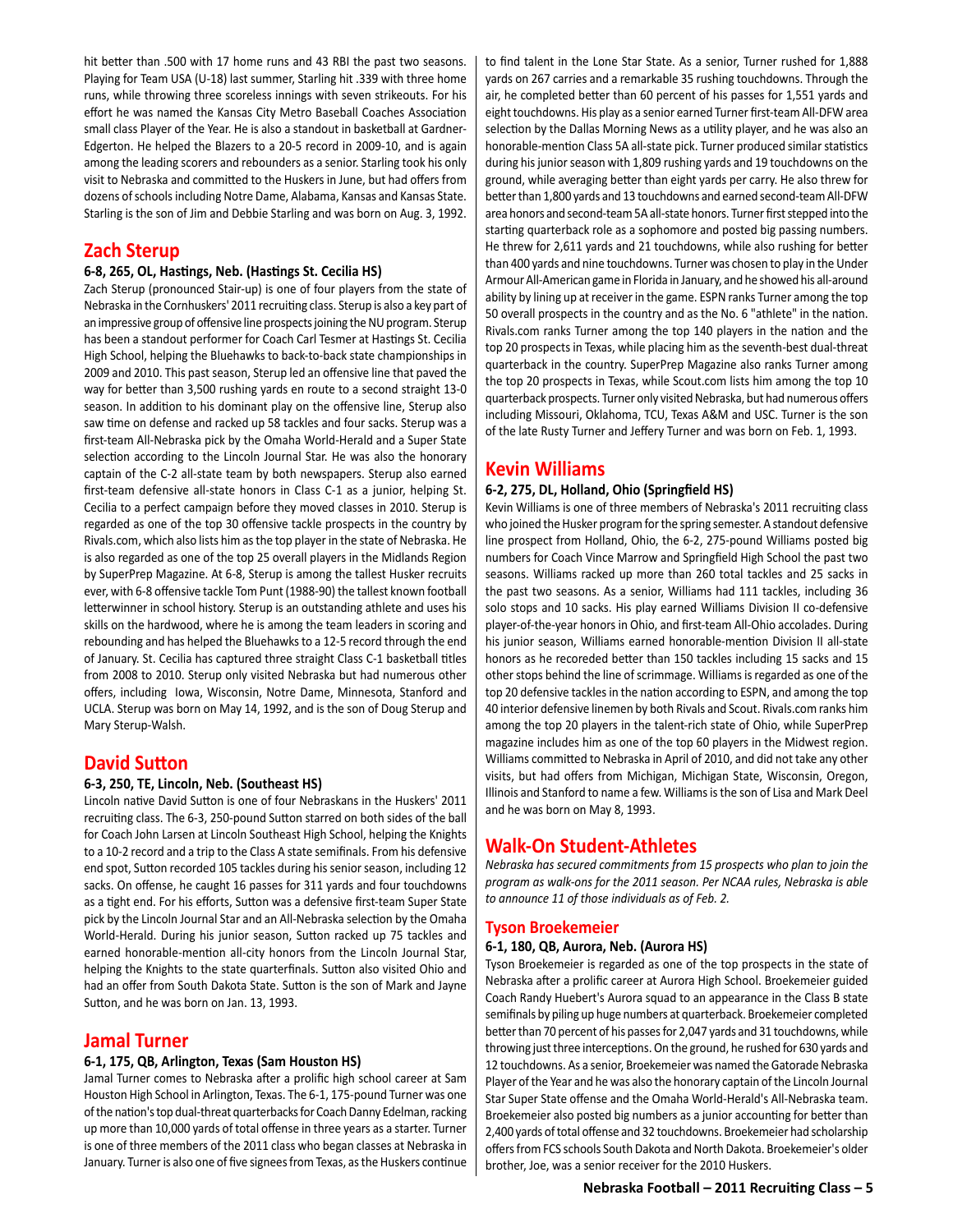hit better than .500 with 17 home runs and 43 RBI the past two seasons. Playing for Team USA (U-18) last summer, Starling hit .339 with three home runs, while throwing three scoreless innings with seven strikeouts. For his effort he was named the Kansas City Metro Baseball Coaches Association small class Player of the Year. He is also a standout in basketball at Gardner-Edgerton. He helped the Blazers to a 20-5 record in 2009-10, and is again among the leading scorers and rebounders as a senior. Starling took his only visit to Nebraska and committed to the Huskers in June, but had offers from dozens of schools including Notre Dame, Alabama, Kansas and Kansas State. Starling is the son of Jim and Debbie Starling and was born on Aug. 3, 1992.

## Zach Sterup

**6-8, 265, OL, Hastings, Neb. (Hastings St. Cecilia HS)**

Zach Sterup (pronounced Stair-up) is one of four players from the state of Nebraska in the Cornhuskers' 2011 recruiting class. Sterup is also a key part of an impressive group of offensive line prospects joining the NU program. Sterup has been a standout performer for Coach Carl Tesmer at Hastings St. Cecilia High School, helping the Bluehawks to back-to-back state championships in 2009 and 2010. This past season, Sterup led an offensive line that paved the way for better than 3,500 rushing yards en route to a second straight 13-0 season. In addition to his dominant play on the offensive line, Sterup also saw time on defense and racked up 58 tackles and four sacks. Sterup was a first-team All-Nebraska pick by the Omaha World-Herald and a Super State selection according to the Lincoln Journal Star. He was also the honorary captain of the C-2 all-state team by both newspapers. Sterup also earned first-team defensive all-state honors in Class C-1 as a junior, helping St. Cecilia to a perfect campaign before they moved classes in 2010. Sterup is regarded as one of the top 30 offensive tackle prospects in the country by Rivals.com, which also lists him as the top player in the state of Nebraska. He is also regarded as one of the top 25 overall players in the Midlands Region by SuperPrep Magazine. At 6-8, Sterup is among the tallest Husker recruits ever, with 6-8 offensive tackle Tom Punt (1988-90) the tallest known football letterwinner in school history. Sterup is an outstanding athlete and uses his skills on the hardwood, where he is among the team leaders in scoring and rebounding and has helped the Bluehawks to a 12-5 record through the end of January. St. Cecilia has captured three straight Class C-1 basketball titles from 2008 to 2010. Sterup only visited Nebraska but had numerous other offers, including Iowa, Wisconsin, Notre Dame, Minnesota, Stanford and UCLA. Sterup was born on May 14, 1992, and is the son of Doug Sterup and Mary Sterup-Walsh.

## David Sutton

**6-3, 250, TE, Lincoln, Neb. (Southeast HS)**

Lincoln native David Sutton is one of four Nebraskans in the Huskers' 2011 recruiting class. The 6-3, 250-pound Sutton starred on both sides of the ball for Coach John Larsen at Lincoln Southeast High School, helping the Knights to a 10-2 record and a trip to the Class A state semifinals. From his defensive end spot, Sutton recorded 105 tackles during his senior season, including 12 sacks. On offense, he caught 16 passes for 311 yards and four touchdowns as a tight end. For his efforts, Sutton was a defensive first-team Super State pick by the Lincoln Journal Star and an All-Nebraska selection by the Omaha World-Herald. During his junior season, Sutton racked up 75 tackles and earned honorable-mention all-city honors from the Lincoln Journal Star, helping the Knights to the state quarterfinals. Sutton also visited Ohio and had an offer from South Dakota State. Sutton is the son of Mark and Jayne Sutton, and he was born on Jan. 13, 1993.

## Jamal Turner

**6-1, 175, QB, Arlington, Texas (Sam Houston HS)**

Jamal Turner comes to Nebraska after a prolific high school career at Sam Houston High School in Arlington, Texas. The 6-1, 175-pound Turner was one of the nation's top dual-threat quarterbacks for Coach Danny Edelman, racking up more than 10,000 yards of total offense in three years as a starter. Turner is one of three members of the 2011 class who began classes at Nebraska in January. Turner is also one of five signees from Texas, as the Huskers continue to find talent in the Lone Star State. As a senior, Turner rushed for 1,888 yards on 267 carries and a remarkable 35 rushing touchdowns. Through the air, he completed better than 60 percent of his passes for 1,551 yards and eight touchdowns. His play as a senior earned Turner first-team All-DFW area selection by the Dallas Morning News as a utility player, and he was also an honorable-mention Class 5A all-state pick. Turner produced similar statistics during his junior season with 1,809 rushing yards and 19 touchdowns on the ground, while averaging better than eight yards per carry. He also threw for better than 1,800 yards and 13 touchdowns and earned second-team All-DFW area honors and second-team 5A all-state honors. Turner first stepped into the starting quarterback role as a sophomore and posted big passing numbers. He threw for 2,611 yards and 21 touchdowns, while also rushing for better than 400 yards and nine touchdowns. Turner was chosen to play in the Under Armour All-American game in Florida in January, and he showed his all-around ability by lining up at receiver in the game. ESPN ranks Turner among the top 50 overall prospects in the country and as the No. 6 "athlete" in the nation. Rivals.com ranks Turner among the top 140 players in the nation and the top 20 prospects in Texas, while placing him as the seventh-best dual-threat quarterback in the country. SuperPrep Magazine also ranks Turner among the top 20 prospects in Texas, while Scout.com lists him among the top 10 quarterback prospects. Turner only visited Nebraska, but had numerous offers including Missouri, Oklahoma, TCU, Texas A&M and USC. Turner is the son of the late Rusty Turner and Jeffery Turner and was born on Feb. 1, 1993.

## Kevin Williams

**6-2, 275, DL, Holland, Ohio (Springfield HS)**

Kevin Williams is one of three members of Nebraska's 2011 recruiting class who joined the Husker program for the spring semester. A standout defensive line prospect from Holland, Ohio, the 6-2, 275-pound Williams posted big numbers for Coach Vince Marrow and Springfield High School the past two seasons. Williams racked up more than 260 total tackles and 25 sacks in the past two seasons. As a senior, Williams had 111 tackles, including 36 solo stops and 10 sacks. His play earned Williams Division II co-defensive player-of-the-year honors in Ohio, and first-team All-Ohio accolades. During his junior season, Williams earned honorable-mention Division II all-state honors as he recoreded better than 150 tackles including 15 sacks and 15 other stops behind the line of scrimmage. Williams is regarded as one of the top 20 defensive tackles in the nation according to ESPN, and among the top 40 interior defensive linemen by both Rivals and Scout. Rivals.com ranks him among the top 20 players in the talent-rich state of Ohio, while SuperPrep magazine includes him as one of the top 60 players in the Midwest region. Williams committed to Nebraska in April of 2010, and did not take any other visits, but had offers from Michigan, Michigan State, Wisconsin, Oregon, Illinois and Stanford to name a few. Williams is the son of Lisa and Mark Deel and he was born on May 8, 1993.

## Walk-On Student-Athletes

*Nebraska has secured commitments from 15 prospects who plan to join the program as walk-ons for the 2011 season. Per NCAA rules, Nebraska is able to announce 11 of those individuals as of Feb. 2.*

### Tyson Broekemeier

**6-1, 180, QB, Aurora, Neb. (Aurora HS)**

Tyson Broekemeier is regarded as one of the top prospects in the state of Nebraska after a prolific career at Aurora High School. Broekemeier guided Coach Randy Huebert's Aurora squad to an appearance in the Class B state semifinals by piling up huge numbers at quarterback. Broekemeier completed better than 70 percent of his passes for 2,047 yards and 31 touchdowns, while throwing just three interceptions. On the ground, he rushed for 630 yards and 12 touchdowns. As a senior, Broekemeier was named the Gatorade Nebraska Player of the Year and he was also the honorary captain of the Lincoln Journal Star Super State offense and the Omaha World-Herald's All-Nebraska team. Broekemeier also posted big numbers as a junior accounting for better than 2,400 yards of total offense and 32 touchdowns. Broekemeier had scholarship offers from FCS schools South Dakota and North Dakota. Broekemeier's older brother, Joe, was a senior receiver for the 2010 Huskers.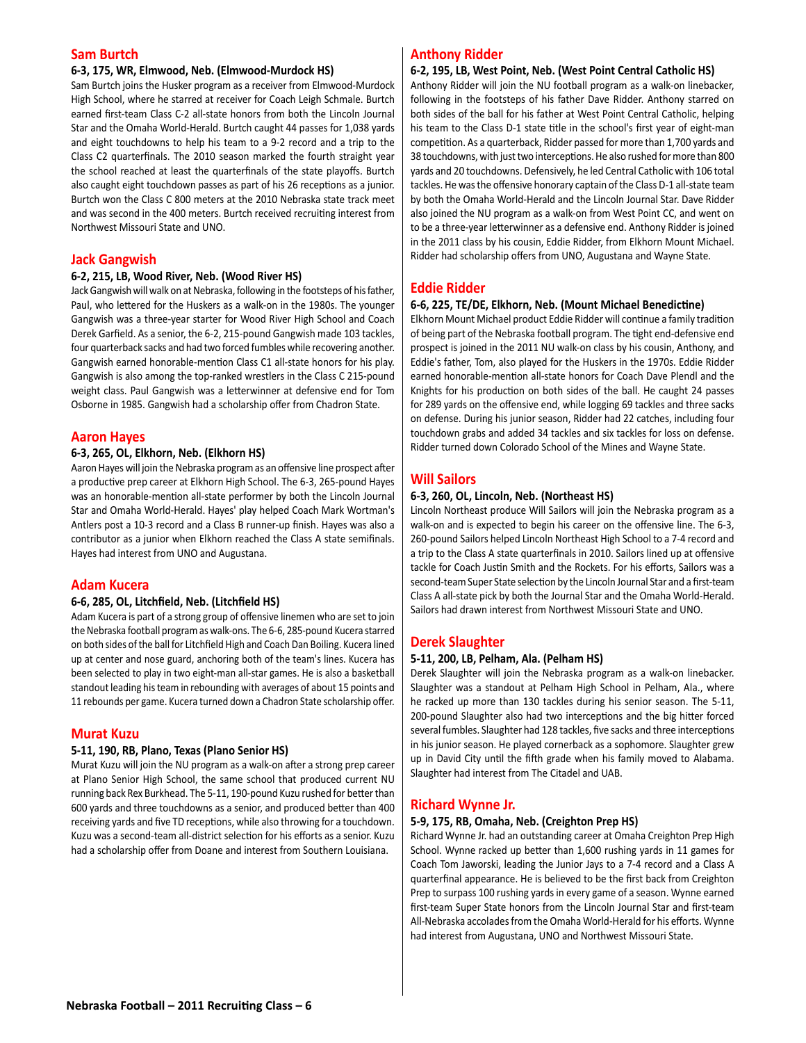## Sam Burtch

**6-3, 175, WR, Elmwood, Neb. (Elmwood-Murdock HS)**

Sam Burtch joins the Husker program as a receiver from Elmwood-Murdock High School, where he starred at receiver for Coach Leigh Schmale. Burtch earned first-team Class C-2 all-state honors from both the Lincoln Journal Star and the Omaha World-Herald. Burtch caught 44 passes for 1,038 yards and eight touchdowns to help his team to a 9-2 record and a trip to the Class C2 quarterfinals. The 2010 season marked the fourth straight year the school reached at least the quarterfinals of the state playoffs. Burtch also caught eight touchdown passes as part of his 26 receptions as a junior. Burtch won the Class C 800 meters at the 2010 Nebraska state track meet and was second in the 400 meters. Burtch received recruiting interest from Northwest Missouri State and UNO.

## Jack Gangwish

**6-2, 215, LB, Wood River, Neb. (Wood River HS)**

Jack Gangwish will walk on at Nebraska, following in the footsteps of his father, Paul, who lettered for the Huskers as a walk-on in the 1980s. The younger Gangwish was a three-year starter for Wood River High School and Coach Derek Garfield. As a senior, the 6-2, 215-pound Gangwish made 103 tackles, four quarterback sacks and had two forced fumbles while recovering another. Gangwish earned honorable-mention Class C1 all-state honors for his play. Gangwish is also among the top-ranked wrestlers in the Class C 215-pound weight class. Paul Gangwish was a letterwinner at defensive end for Tom Osborne in 1985. Gangwish had a scholarship offer from Chadron State.

## Aaron Hayes

**6-3, 265, OL, Elkhorn, Neb. (Elkhorn HS)**

Aaron Hayes will join the Nebraska program as an offensive line prospect after a productive prep career at Elkhorn High School. The 6-3, 265-pound Hayes was an honorable-mention all-state performer by both the Lincoln Journal Star and Omaha World-Herald. Hayes' play helped Coach Mark Wortman's Antlers post a 10-3 record and a Class B runner-up finish. Hayes was also a contributor as a junior when Elkhorn reached the Class A state semifinals. Hayes had interest from UNO and Augustana.

## Adam Kucera

**6-6, 285, OL, Litchfield, Neb. (Litchfield HS)**

Adam Kucera is part of a strong group of offensive linemen who are set to join the Nebraska football program as walk-ons. The 6-6, 285-pound Kucera starred on both sides of the ball for Litchfield High and Coach Dan Boiling. Kucera lined up at center and nose guard, anchoring both of the team's lines. Kucera has been selected to play in two eight-man all-star games. He is also a basketball standout leading his team in rebounding with averages of about 15 points and 11 rebounds per game. Kucera turned down a Chadron State scholarship offer.

## Murat Kuzu

**5-11, 190, RB, Plano, Texas (Plano Senior HS)**

Murat Kuzu will join the NU program as a walk-on after a strong prep career at Plano Senior High School, the same school that produced current NU running back Rex Burkhead. The 5-11, 190-pound Kuzu rushed for better than 600 yards and three touchdowns as a senior, and produced better than 400 receiving yards and five TD receptions, while also throwing for a touchdown. Kuzu was a second-team all-district selection for his efforts as a senior. Kuzu had a scholarship offer from Doane and interest from Southern Louisiana.

## Anthony Ridder

**6-2, 195, LB, West Point, Neb. (West Point Central Catholic HS)**

Anthony Ridder will join the NU football program as a walk-on linebacker, following in the footsteps of his father Dave Ridder. Anthony starred on both sides of the ball for his father at West Point Central Catholic, helping his team to the Class D-1 state title in the school's first year of eight-man competition. As a quarterback, Ridder passed for more than 1,700 yards and 38 touchdowns, with just two interceptions. He also rushed for more than 800 yards and 20 touchdowns. Defensively, he led Central Catholic with 106 total tackles. He was the offensive honorary captain of the Class D-1 all-state team by both the Omaha World-Herald and the Lincoln Journal Star. Dave Ridder also joined the NU program as a walk-on from West Point CC, and went on to be a three-year letterwinner as a defensive end. Anthony Ridder is joined in the 2011 class by his cousin, Eddie Ridder, from Elkhorn Mount Michael. Ridder had scholarship offers from UNO, Augustana and Wayne State.

## Eddie Ridder

**6-6, 225, TE/DE, Elkhorn, Neb. (Mount Michael Benedictine)**

Elkhorn Mount Michael product Eddie Ridder will continue a family tradition of being part of the Nebraska football program. The tight end-defensive end prospect is joined in the 2011 NU walk-on class by his cousin, Anthony, and Eddie's father, Tom, also played for the Huskers in the 1970s. Eddie Ridder earned honorable-mention all-state honors for Coach Dave Plendl and the Knights for his production on both sides of the ball. He caught 24 passes for 289 yards on the offensive end, while logging 69 tackles and three sacks on defense. During his junior season, Ridder had 22 catches, including four touchdown grabs and added 34 tackles and six tackles for loss on defense. Ridder turned down Colorado School of the Mines and Wayne State.

## Will Sailors

**6-3, 260, OL, Lincoln, Neb. (Northeast HS)**

Lincoln Northeast produce Will Sailors will join the Nebraska program as a walk-on and is expected to begin his career on the offensive line. The 6-3, 260-pound Sailors helped Lincoln Northeast High School to a 7-4 record and a trip to the Class A state quarterfinals in 2010. Sailors lined up at offensive tackle for Coach Justin Smith and the Rockets. For his efforts, Sailors was a second-team Super State selection by the Lincoln Journal Star and a first-team Class A all-state pick by both the Journal Star and the Omaha World-Herald. Sailors had drawn interest from Northwest Missouri State and UNO.

## Derek Slaughter

**5-11, 200, LB, Pelham, Ala. (Pelham HS)**

Derek Slaughter will join the Nebraska program as a walk-on linebacker. Slaughter was a standout at Pelham High School in Pelham, Ala., where he racked up more than 130 tackles during his senior season. The 5-11, 200-pound Slaughter also had two interceptions and the big hitter forced several fumbles. Slaughter had 128 tackles, five sacks and three interceptions in his junior season. He played cornerback as a sophomore. Slaughter grew up in David City until the fifth grade when his family moved to Alabama. Slaughter had interest from The Citadel and UAB.

## Richard Wynne Jr.

**5-9, 175, RB, Omaha, Neb. (Creighton Prep HS)**

Richard Wynne Jr. had an outstanding career at Omaha Creighton Prep High School. Wynne racked up better than 1,600 rushing yards in 11 games for Coach Tom Jaworski, leading the Junior Jays to a 7-4 record and a Class A quarterfinal appearance. He is believed to be the first back from Creighton Prep to surpass 100 rushing yards in every game of a season. Wynne earned first-team Super State honors from the Lincoln Journal Star and first-team All-Nebraska accolades from the Omaha World-Herald for his efforts. Wynne had interest from Augustana, UNO and Northwest Missouri State.